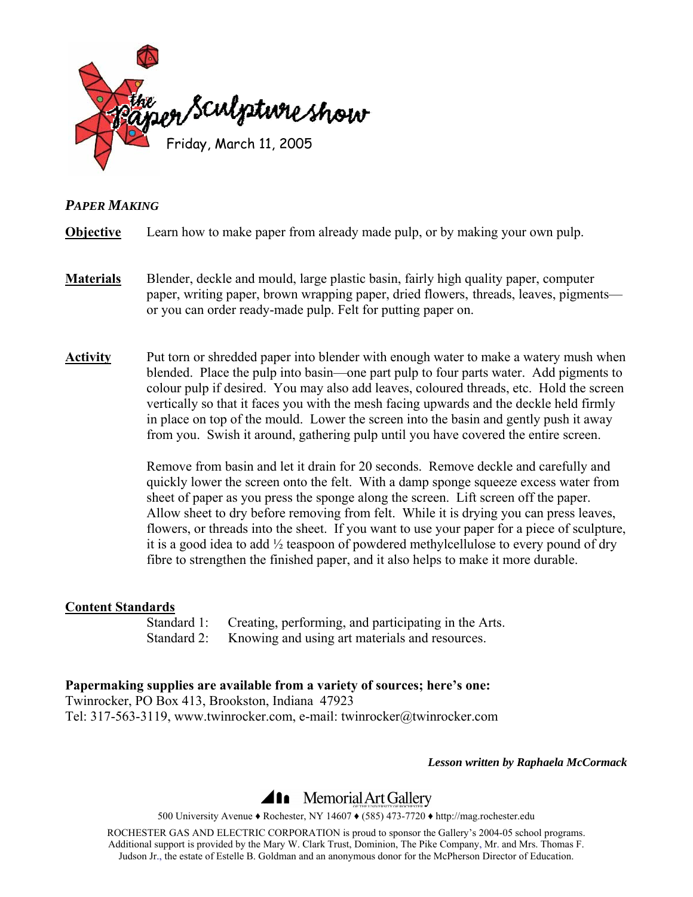# the Paper Sculpture show

Friday, March 11, 2005

***PAPER MAKING***

**Objective** Learn how to make paper from already made pulp, or by making your own pulp.

**Materials** Blender, deckle and mould, large plastic basin, fairly high quality paper, computer paper, writing paper, brown wrapping paper, dried flowers, threads, leaves, pigments—or you can order ready-made pulp. Felt for putting paper on.

**Activity** Put torn or shredded paper into blender with enough water to make a watery mush when blended. Place the pulp into basin—one part pulp to four parts water. Add pigments to colour pulp if desired. You may also add leaves, coloured threads, etc. Hold the screen vertically so that it faces you with the mesh facing upwards and the deckle held firmly in place on top of the mould. Lower the screen into the basin and gently push it away from you. Swish it around, gathering pulp until you have covered the entire screen.

Remove from basin and let it drain for 20 seconds. Remove deckle and carefully and quickly lower the screen onto the felt. With a damp sponge squeeze excess water from sheet of paper as you press the sponge along the screen. Lift screen off the paper. Allow sheet to dry before removing from felt. While it is drying you can press leaves, flowers, or threads into the sheet. If you want to use your paper for a piece of sculpture, it is a good idea to add ½ teaspoon of powdered methylcellulose to every pound of dry fibre to strengthen the finished paper, and it also helps to make it more durable.

**Content Standards**

Standard 1: Creating, performing, and participating in the Arts.
Standard 2: Knowing and using art materials and resources.

**Papermaking supplies are available from a variety of sources; here's one:**
Twinrocker, PO Box 413, Brookston, Indiana 47923
Tel: 317-563-3119, www.twinrocker.com, e-mail: twinrocker@twinrocker.com

***Lesson written by Raphaela McCormack***

Memorial Art Gallery

500 University Avenue ♦ Rochester, NY 14607 ♦ (585) 473-7720 ♦ http://mag.rochester.edu

ROCHESTER GAS AND ELECTRIC CORPORATION is proud to sponsor the Gallery's 2004-05 school programs. Additional support is provided by the Mary W. Clark Trust, Dominion, The Pike Company, Mr. and Mrs. Thomas F. Judson Jr., the estate of Estelle B. Goldman and an anonymous donor for the McPherson Director of Education.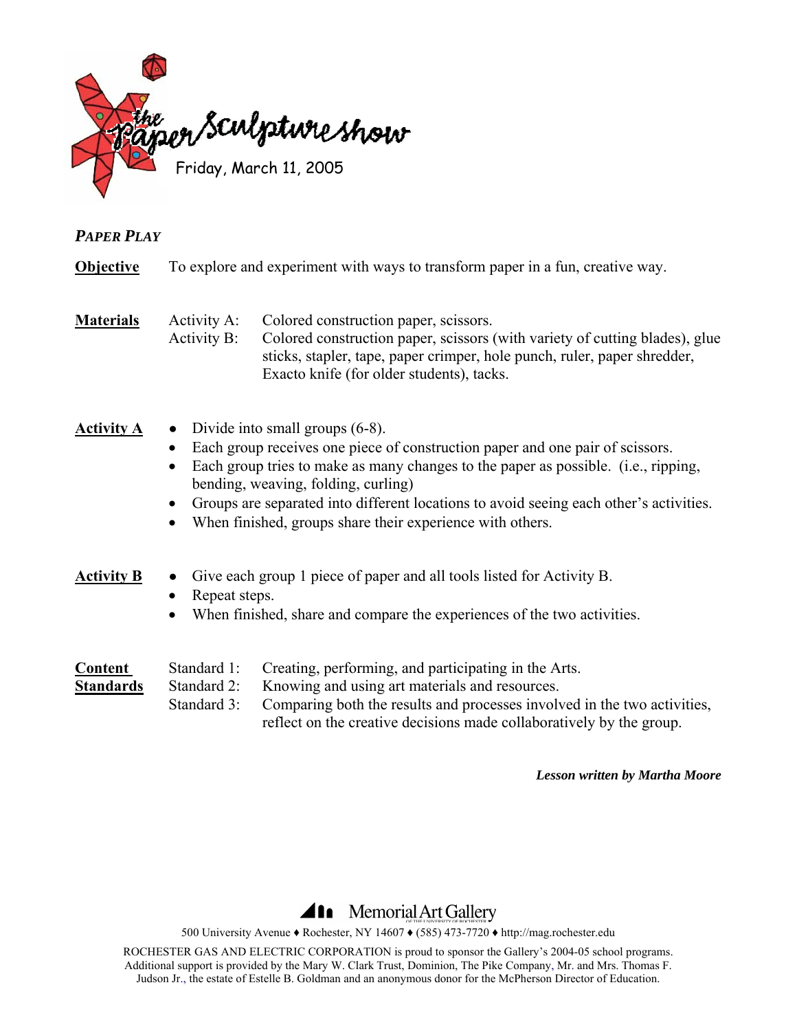# the Paper Sculpture show

Friday, March 11, 2005

## *PAPER PLAY*

**Objective** To explore and experiment with ways to transform paper in a fun, creative way.

**Materials**

Activity A: Colored construction paper, scissors.

Activity B: Colored construction paper, scissors (with variety of cutting blades), glue sticks, stapler, tape, paper crimper, hole punch, ruler, paper shredder, Exacto knife (for older students), tacks.

**Activity A**

- Divide into small groups (6-8).
- Each group receives one piece of construction paper and one pair of scissors.
- Each group tries to make as many changes to the paper as possible. (i.e., ripping, bending, weaving, folding, curling)
- Groups are separated into different locations to avoid seeing each other's activities.
- When finished, groups share their experience with others.

**Activity B**

- Give each group 1 piece of paper and all tools listed for Activity B.
- Repeat steps.
- When finished, share and compare the experiences of the two activities.

**Content Standards**

Standard 1: Creating, performing, and participating in the Arts.

Standard 2: Knowing and using art materials and resources.

Standard 3: Comparing both the results and processes involved in the two activities, reflect on the creative decisions made collaboratively by the group.

***Lesson written by Martha Moore***

Memorial Art Gallery of the University of Rochester

500 University Avenue ♦ Rochester, NY 14607 ♦ (585) 473-7720 ♦ http://mag.rochester.edu

ROCHESTER GAS AND ELECTRIC CORPORATION is proud to sponsor the Gallery's 2004-05 school programs. Additional support is provided by the Mary W. Clark Trust, Dominion, The Pike Company, Mr. and Mrs. Thomas F. Judson Jr., the estate of Estelle B. Goldman and an anonymous donor for the McPherson Director of Education.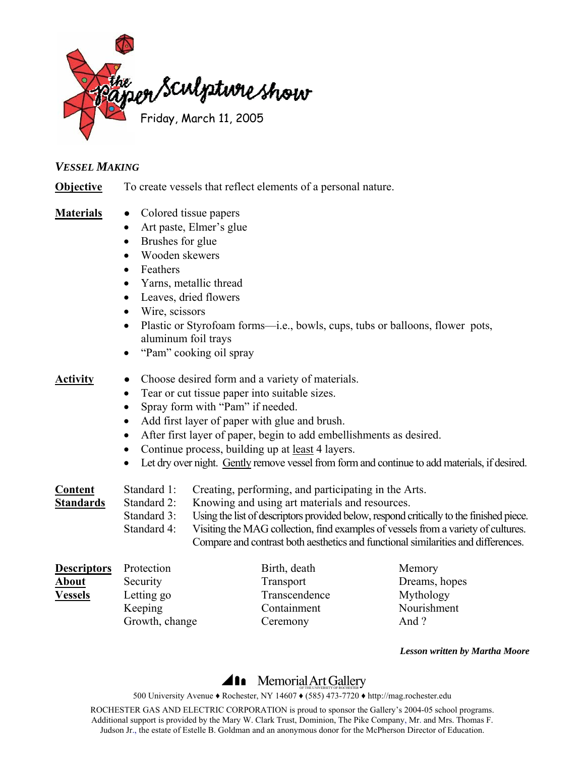# the Paper Sculpture show

Friday, March 11, 2005

## *VESSEL MAKING*

**Objective** To create vessels that reflect elements of a personal nature.

**Materials**

- Colored tissue papers
- Art paste, Elmer's glue
- Brushes for glue
- Wooden skewers
- Feathers
- Yarns, metallic thread
- Leaves, dried flowers
- Wire, scissors
- Plastic or Styrofoam forms—i.e., bowls, cups, tubs or balloons, flower pots, aluminum foil trays
- "Pam" cooking oil spray

**Activity**

- Choose desired form and a variety of materials.
- Tear or cut tissue paper into suitable sizes.
- Spray form with "Pam" if needed.
- Add first layer of paper with glue and brush.
- After first layer of paper, begin to add embellishments as desired.
- Continue process, building up at least 4 layers.
- Let dry over night. Gently remove vessel from form and continue to add materials, if desired.

**Content Standards**

Standard 1: Creating, performing, and participating in the Arts.
Standard 2: Knowing and using art materials and resources.
Standard 3: Using the list of descriptors provided below, respond critically to the finished piece.
Standard 4: Visiting the MAG collection, find examples of vessels from a variety of cultures. Compare and contrast both aesthetics and functional similarities and differences.

**Descriptors About Vessels**

| | | |
|---|---|---|
| Protection | Birth, death | Memory |
| Security | Transport | Dreams, hopes |
| Letting go | Transcendence | Mythology |
| Keeping | Containment | Nourishment |
| Growth, change | Ceremony | And ? |

***Lesson written by Martha Moore***

Memorial Art Gallery OF THE UNIVERSITY OF ROCHESTER

500 University Avenue ♦ Rochester, NY 14607 ♦ (585) 473-7720 ♦ http://mag.rochester.edu

ROCHESTER GAS AND ELECTRIC CORPORATION is proud to sponsor the Gallery's 2004-05 school programs. Additional support is provided by the Mary W. Clark Trust, Dominion, The Pike Company, Mr. and Mrs. Thomas F. Judson Jr., the estate of Estelle B. Goldman and an anonymous donor for the McPherson Director of Education.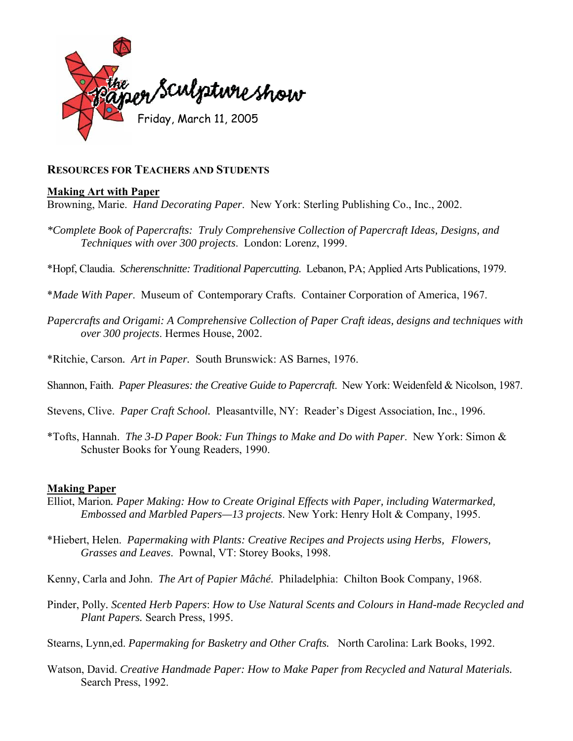the Paper Sculpture show

Friday, March 11, 2005

## RESOURCES FOR TEACHERS AND STUDENTS

### Making Art with Paper

Browning, Marie. *Hand Decorating Paper*. New York: Sterling Publishing Co., Inc., 2002.

\**Complete Book of Papercrafts: Truly Comprehensive Collection of Papercraft Ideas, Designs, and Techniques with over 300 projects*. London: Lorenz, 1999.

\*Hopf, Claudia. *Scherenschnitte: Traditional Papercutting.* Lebanon, PA; Applied Arts Publications, 1979.

\**Made With Paper*. Museum of Contemporary Crafts. Container Corporation of America, 1967.

*Papercrafts and Origami: A Comprehensive Collection of Paper Craft ideas, designs and techniques with over 300 projects*. Hermes House, 2002.

\*Ritchie, Carson. *Art in Paper.* South Brunswick: AS Barnes, 1976.

Shannon, Faith. *Paper Pleasures: the Creative Guide to Papercraft*. New York: Weidenfeld & Nicolson, 1987.

Stevens, Clive. *Paper Craft School.* Pleasantville, NY: Reader's Digest Association, Inc., 1996.

\*Tofts, Hannah. *The 3-D Paper Book: Fun Things to Make and Do with Paper*. New York: Simon & Schuster Books for Young Readers, 1990.

### Making Paper

Elliot, Marion. *Paper Making: How to Create Original Effects with Paper, including Watermarked, Embossed and Marbled Papers—13 projects*. New York: Henry Holt & Company, 1995.

\*Hiebert, Helen. *Papermaking with Plants: Creative Recipes and Projects using Herbs, Flowers, Grasses and Leaves*. Pownal, VT: Storey Books, 1998.

Kenny, Carla and John. *The Art of Papier Mâché.* Philadelphia: Chilton Book Company, 1968.

Pinder, Polly. *Scented Herb Papers*: *How to Use Natural Scents and Colours in Hand-made Recycled and Plant Papers.* Search Press, 1995.

Stearns, Lynn,ed. *Papermaking for Basketry and Other Crafts.* North Carolina: Lark Books, 1992.

Watson, David. *Creative Handmade Paper: How to Make Paper from Recycled and Natural Materials.* Search Press, 1992.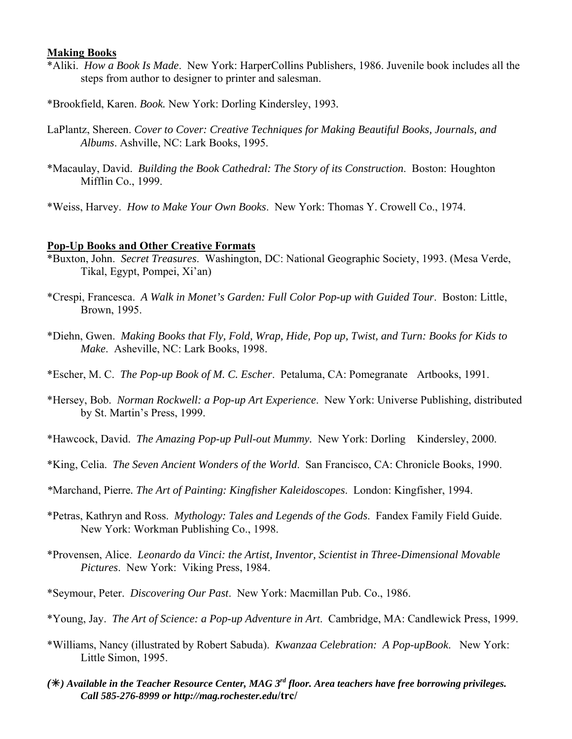## Making Books

*Aliki. *How a Book Is Made*. New York: HarperCollins Publishers, 1986. Juvenile book includes all the steps from author to designer to printer and salesman.

*Brookfield, Karen. *Book.* New York: Dorling Kindersley, 1993.

LaPlantz, Shereen. *Cover to Cover: Creative Techniques for Making Beautiful Books, Journals, and Albums*. Ashville, NC: Lark Books, 1995.

*Macaulay, David. *Building the Book Cathedral: The Story of its Construction*. Boston: Houghton Mifflin Co., 1999.

*Weiss, Harvey. *How to Make Your Own Books*. New York: Thomas Y. Crowell Co., 1974.

## Pop-Up Books and Other Creative Formats

*Buxton, John. *Secret Treasures*. Washington, DC: National Geographic Society, 1993. (Mesa Verde, Tikal, Egypt, Pompei, Xi'an)

*Crespi, Francesca. *A Walk in Monet's Garden: Full Color Pop-up with Guided Tour*. Boston: Little, Brown, 1995.

*Diehn, Gwen. *Making Books that Fly, Fold, Wrap, Hide, Pop up, Twist, and Turn: Books for Kids to Make*. Asheville, NC: Lark Books, 1998.

*Escher, M. C. *The Pop-up Book of M. C. Escher*. Petaluma, CA: Pomegranate Artbooks, 1991.

*Hersey, Bob. *Norman Rockwell: a Pop-up Art Experience*. New York: Universe Publishing, distributed by St. Martin's Press, 1999.

*Hawcock, David. *The Amazing Pop-up Pull-out Mummy*. New York: Dorling Kindersley, 2000.

*King, Celia. *The Seven Ancient Wonders of the World*. San Francisco, CA: Chronicle Books, 1990.

*Marchand, Pierre. *The Art of Painting: Kingfisher Kaleidoscopes*. London: Kingfisher, 1994.

*Petras, Kathryn and Ross. *Mythology: Tales and Legends of the Gods*. Fandex Family Field Guide. New York: Workman Publishing Co., 1998.

*Provensen, Alice. *Leonardo da Vinci: the Artist, Inventor, Scientist in Three-Dimensional Movable Pictures*. New York: Viking Press, 1984.

*Seymour, Peter. *Discovering Our Past*. New York: Macmillan Pub. Co., 1986.

*Young, Jay. *The Art of Science: a Pop-up Adventure in Art*. Cambridge, MA: Candlewick Press, 1999.

*Williams, Nancy (illustrated by Robert Sabuda). *Kwanzaa Celebration: A Pop-upBook*. New York: Little Simon, 1995.

***(*) Available in the Teacher Resource Center, MAG 3rd floor. Area teachers have free borrowing privileges. Call 585-276-8999 or http://mag.rochester.edu/trc/***